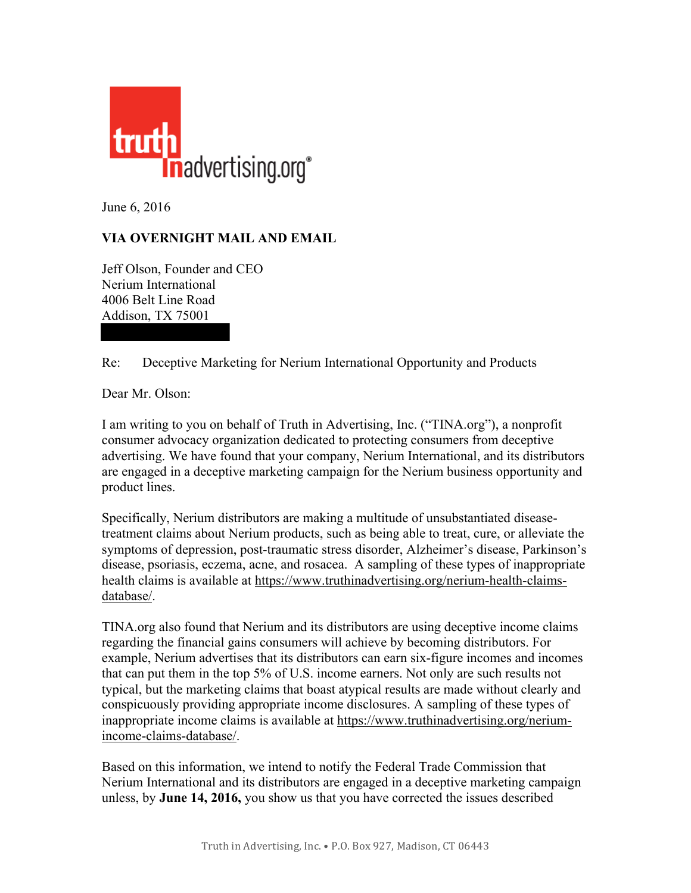truth in advertising.org®

June 6, 2016

**VIA OVERNIGHT MAIL AND EMAIL**

Jeff Olson, Founder and CEO
Nerium International
4006 Belt Line Road
Addison, TX 75001

Re: Deceptive Marketing for Nerium International Opportunity and Products

Dear Mr. Olson:

I am writing to you on behalf of Truth in Advertising, Inc. ("TINA.org"), a nonprofit consumer advocacy organization dedicated to protecting consumers from deceptive advertising. We have found that your company, Nerium International, and its distributors are engaged in a deceptive marketing campaign for the Nerium business opportunity and product lines.

Specifically, Nerium distributors are making a multitude of unsubstantiated disease-treatment claims about Nerium products, such as being able to treat, cure, or alleviate the symptoms of depression, post-traumatic stress disorder, Alzheimer's disease, Parkinson's disease, psoriasis, eczema, acne, and rosacea. A sampling of these types of inappropriate health claims is available at https://www.truthinadvertising.org/nerium-health-claims-database/.

TINA.org also found that Nerium and its distributors are using deceptive income claims regarding the financial gains consumers will achieve by becoming distributors. For example, Nerium advertises that its distributors can earn six-figure incomes and incomes that can put them in the top 5% of U.S. income earners. Not only are such results not typical, but the marketing claims that boast atypical results are made without clearly and conspicuously providing appropriate income disclosures. A sampling of these types of inappropriate income claims is available at https://www.truthinadvertising.org/nerium-income-claims-database/.

Based on this information, we intend to notify the Federal Trade Commission that Nerium International and its distributors are engaged in a deceptive marketing campaign unless, by **June 14, 2016,** you show us that you have corrected the issues described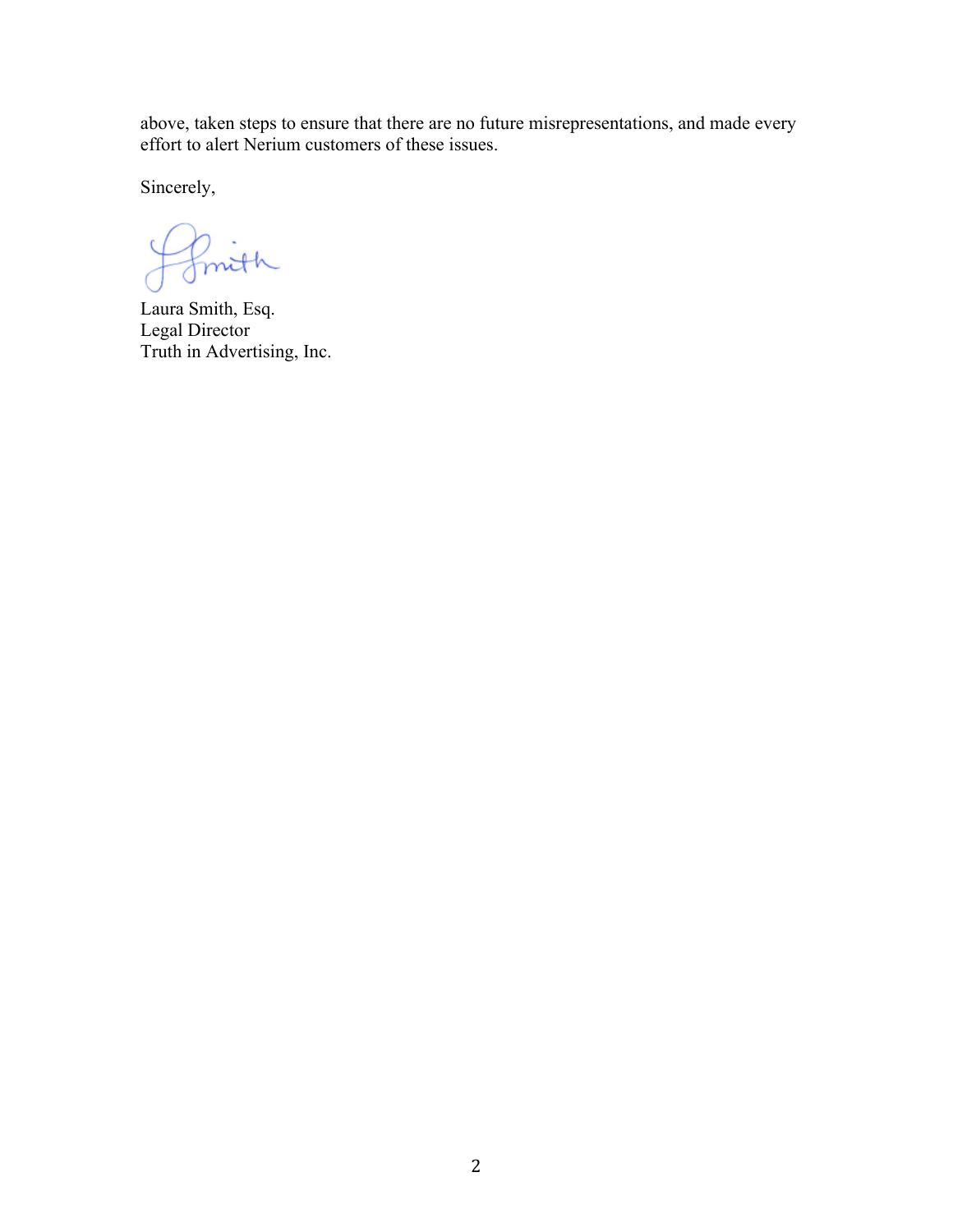above, taken steps to ensure that there are no future misrepresentations, and made every effort to alert Nerium customers of these issues.

Sincerely,

Laura Smith, Esq.
Legal Director
Truth in Advertising, Inc.